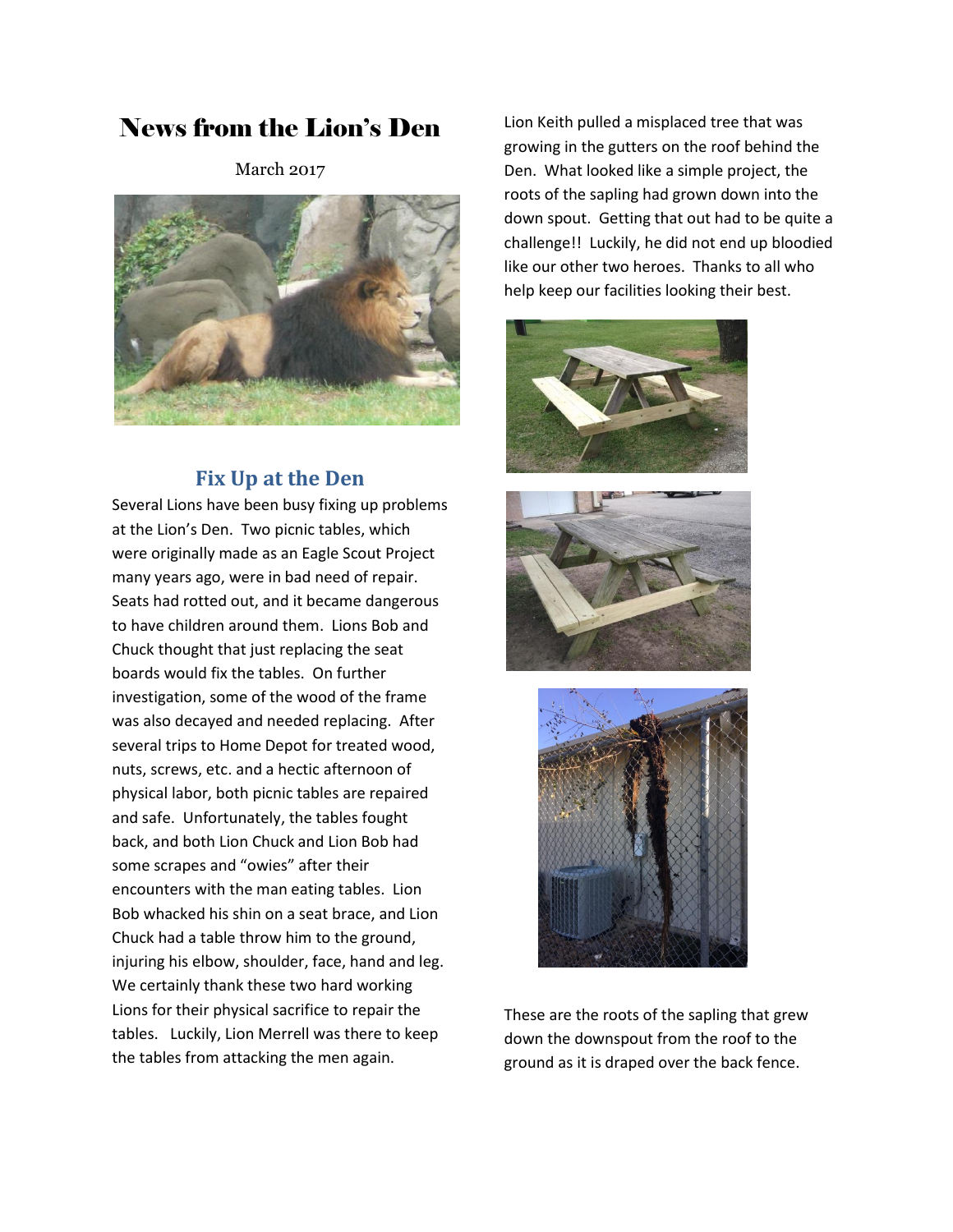# News from the Lion's Den

March 2017

## Fix Up at the Den

Several Lions have been busy fixing up problems at the Lion's Den. Two picnic tables, which were originally made as an Eagle Scout Project many years ago, were in bad need of repair. Seats had rotted out, and it became dangerous to have children around them. Lions Bob and Chuck thought that just replacing the seat boards would fix the tables. On further investigation, some of the wood of the frame was also decayed and needed replacing. After several trips to Home Depot for treated wood, nuts, screws, etc. and a hectic afternoon of physical labor, both picnic tables are repaired and safe. Unfortunately, the tables fought back, and both Lion Chuck and Lion Bob had some scrapes and "owies" after their encounters with the man eating tables. Lion Bob whacked his shin on a seat brace, and Lion Chuck had a table throw him to the ground, injuring his elbow, shoulder, face, hand and leg. We certainly thank these two hard working Lions for their physical sacrifice to repair the tables. Luckily, Lion Merrell was there to keep the tables from attacking the men again.

Lion Keith pulled a misplaced tree that was growing in the gutters on the roof behind the Den. What looked like a simple project, the roots of the sapling had grown down into the down spout. Getting that out had to be quite a challenge!! Luckily, he did not end up bloodied like our other two heroes. Thanks to all who help keep our facilities looking their best.

These are the roots of the sapling that grew down the downspout from the roof to the ground as it is draped over the back fence.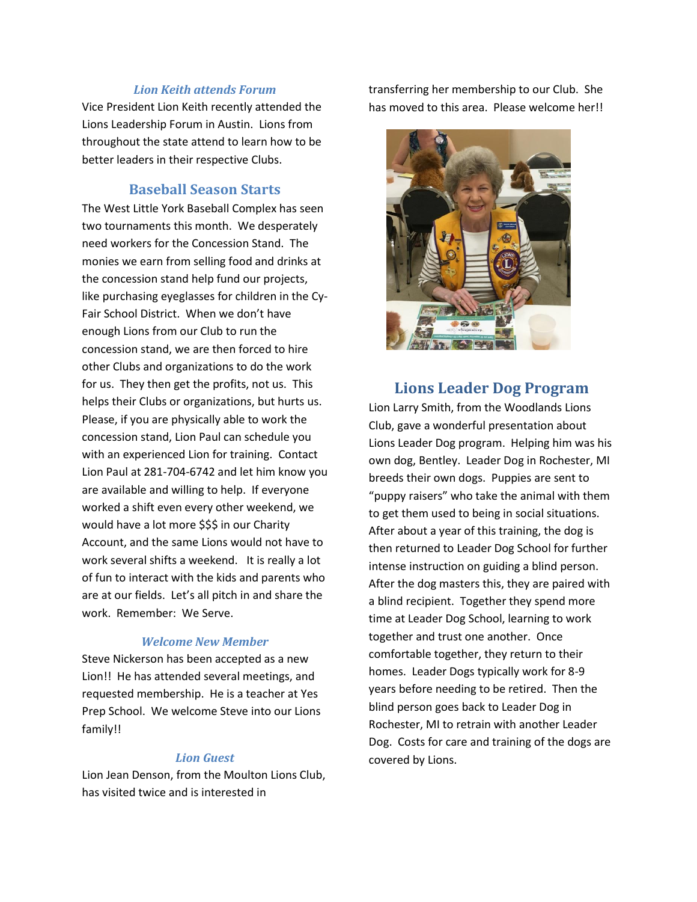### *Lion Keith attends Forum*

Vice President Lion Keith recently attended the Lions Leadership Forum in Austin. Lions from throughout the state attend to learn how to be better leaders in their respective Clubs.

## Baseball Season Starts

The West Little York Baseball Complex has seen two tournaments this month. We desperately need workers for the Concession Stand. The monies we earn from selling food and drinks at the concession stand help fund our projects, like purchasing eyeglasses for children in the Cy-Fair School District. When we don't have enough Lions from our Club to run the concession stand, we are then forced to hire other Clubs and organizations to do the work for us. They then get the profits, not us. This helps their Clubs or organizations, but hurts us. Please, if you are physically able to work the concession stand, Lion Paul can schedule you with an experienced Lion for training. Contact Lion Paul at 281-704-6742 and let him know you are available and willing to help. If everyone worked a shift even every other weekend, we would have a lot more $$$ in our Charity Account, and the same Lions would not have to work several shifts a weekend. It is really a lot of fun to interact with the kids and parents who are at our fields. Let's all pitch in and share the work. Remember: We Serve.

### *Welcome New Member*

Steve Nickerson has been accepted as a new Lion!! He has attended several meetings, and requested membership. He is a teacher at Yes Prep School. We welcome Steve into our Lions family!!

### *Lion Guest*

Lion Jean Denson, from the Moulton Lions Club, has visited twice and is interested in transferring her membership to our Club. She has moved to this area. Please welcome her!!

## Lions Leader Dog Program

Lion Larry Smith, from the Woodlands Lions Club, gave a wonderful presentation about Lions Leader Dog program. Helping him was his own dog, Bentley. Leader Dog in Rochester, MI breeds their own dogs. Puppies are sent to "puppy raisers" who take the animal with them to get them used to being in social situations. After about a year of this training, the dog is then returned to Leader Dog School for further intense instruction on guiding a blind person. After the dog masters this, they are paired with a blind recipient. Together they spend more time at Leader Dog School, learning to work together and trust one another. Once comfortable together, they return to their homes. Leader Dogs typically work for 8-9 years before needing to be retired. Then the blind person goes back to Leader Dog in Rochester, MI to retrain with another Leader Dog. Costs for care and training of the dogs are covered by Lions.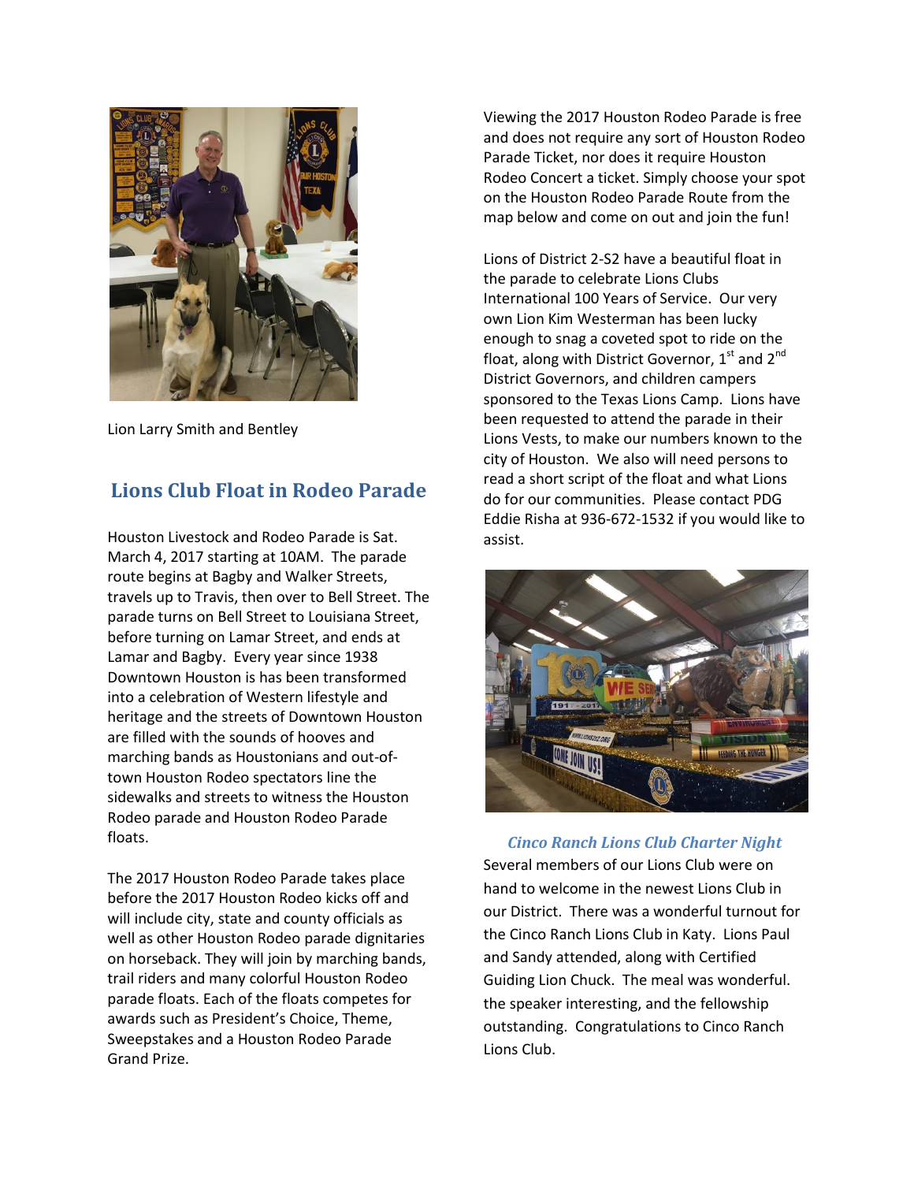Lion Larry Smith and Bentley

## Lions Club Float in Rodeo Parade

Houston Livestock and Rodeo Parade is Sat. March 4, 2017 starting at 10AM. The parade route begins at Bagby and Walker Streets, travels up to Travis, then over to Bell Street. The parade turns on Bell Street to Louisiana Street, before turning on Lamar Street, and ends at Lamar and Bagby. Every year since 1938 Downtown Houston is has been transformed into a celebration of Western lifestyle and heritage and the streets of Downtown Houston are filled with the sounds of hooves and marching bands as Houstonians and out-of-town Houston Rodeo spectators line the sidewalks and streets to witness the Houston Rodeo parade and Houston Rodeo Parade floats.

The 2017 Houston Rodeo Parade takes place before the 2017 Houston Rodeo kicks off and will include city, state and county officials as well as other Houston Rodeo parade dignitaries on horseback. They will join by marching bands, trail riders and many colorful Houston Rodeo parade floats. Each of the floats competes for awards such as President's Choice, Theme, Sweepstakes and a Houston Rodeo Parade Grand Prize.

Viewing the 2017 Houston Rodeo Parade is free and does not require any sort of Houston Rodeo Parade Ticket, nor does it require Houston Rodeo Concert a ticket. Simply choose your spot on the Houston Rodeo Parade Route from the map below and come on out and join the fun!

Lions of District 2-S2 have a beautiful float in the parade to celebrate Lions Clubs International 100 Years of Service. Our very own Lion Kim Westerman has been lucky enough to snag a coveted spot to ride on the float, along with District Governor, 1st and 2nd District Governors, and children campers sponsored to the Texas Lions Camp. Lions have been requested to attend the parade in their Lions Vests, to make our numbers known to the city of Houston. We also will need persons to read a short script of the float and what Lions do for our communities. Please contact PDG Eddie Risha at 936-672-1532 if you would like to assist.

### *Cinco Ranch Lions Club Charter Night*

Several members of our Lions Club were on hand to welcome in the newest Lions Club in our District. There was a wonderful turnout for the Cinco Ranch Lions Club in Katy. Lions Paul and Sandy attended, along with Certified Guiding Lion Chuck. The meal was wonderful. the speaker interesting, and the fellowship outstanding. Congratulations to Cinco Ranch Lions Club.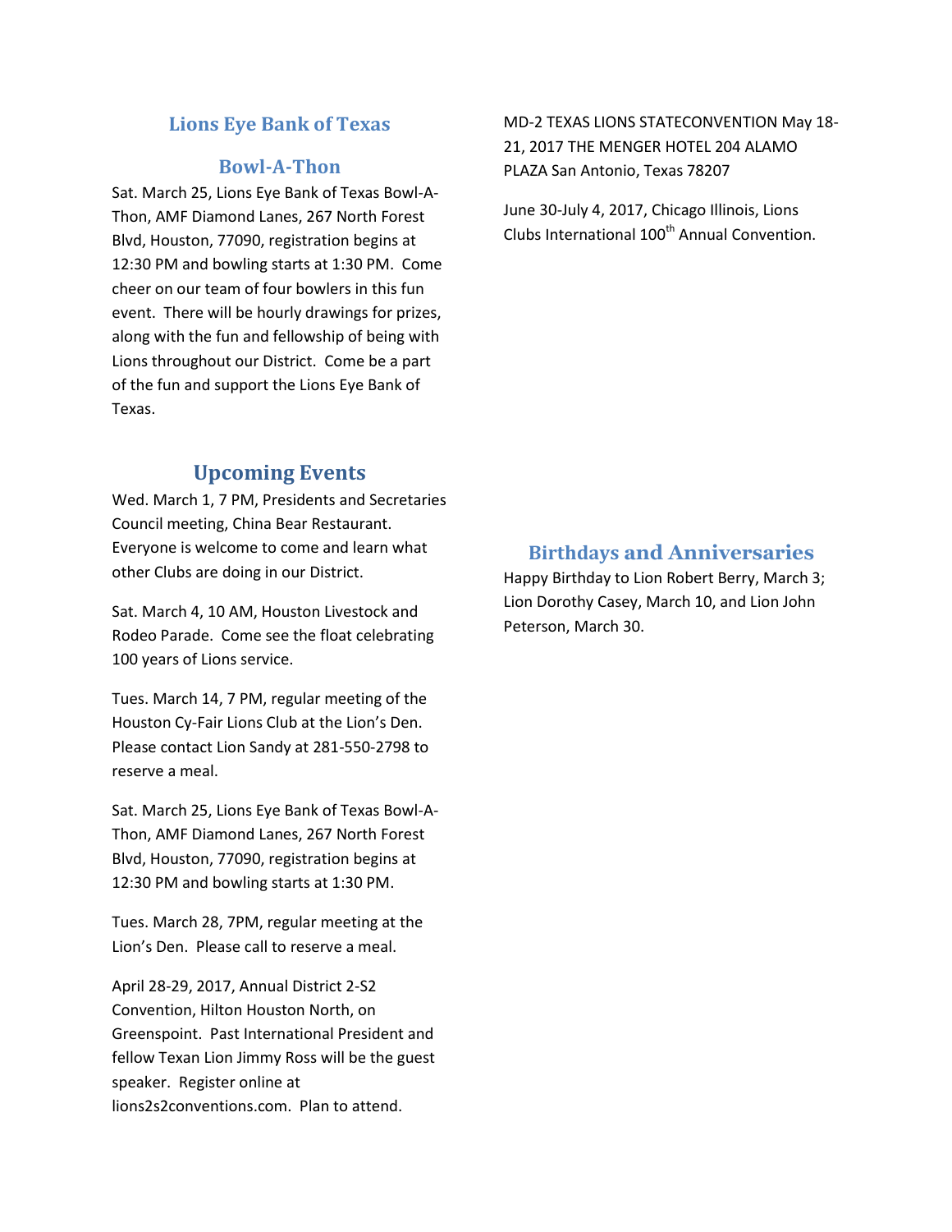## Lions Eye Bank of Texas

## Bowl-A-Thon

Sat. March 25, Lions Eye Bank of Texas Bowl-A-Thon, AMF Diamond Lanes, 267 North Forest Blvd, Houston, 77090, registration begins at 12:30 PM and bowling starts at 1:30 PM. Come cheer on our team of four bowlers in this fun event. There will be hourly drawings for prizes, along with the fun and fellowship of being with Lions throughout our District. Come be a part of the fun and support the Lions Eye Bank of Texas.

## Upcoming Events

Wed. March 1, 7 PM, Presidents and Secretaries Council meeting, China Bear Restaurant. Everyone is welcome to come and learn what other Clubs are doing in our District.

Sat. March 4, 10 AM, Houston Livestock and Rodeo Parade. Come see the float celebrating 100 years of Lions service.

Tues. March 14, 7 PM, regular meeting of the Houston Cy-Fair Lions Club at the Lion's Den. Please contact Lion Sandy at 281-550-2798 to reserve a meal.

Sat. March 25, Lions Eye Bank of Texas Bowl-A-Thon, AMF Diamond Lanes, 267 North Forest Blvd, Houston, 77090, registration begins at 12:30 PM and bowling starts at 1:30 PM.

Tues. March 28, 7PM, regular meeting at the Lion's Den. Please call to reserve a meal.

April 28-29, 2017, Annual District 2-S2 Convention, Hilton Houston North, on Greenspoint. Past International President and fellow Texan Lion Jimmy Ross will be the guest speaker. Register online at lions2s2conventions.com. Plan to attend.

MD-2 TEXAS LIONS STATECONVENTION May 18-21, 2017 THE MENGER HOTEL 204 ALAMO PLAZA San Antonio, Texas 78207

June 30-July 4, 2017, Chicago Illinois, Lions Clubs International 100th Annual Convention.

## Birthdays and Anniversaries

Happy Birthday to Lion Robert Berry, March 3; Lion Dorothy Casey, March 10, and Lion John Peterson, March 30.